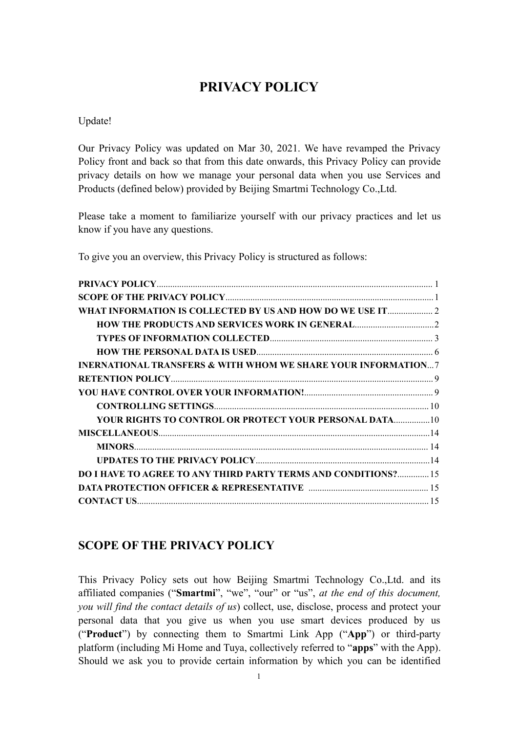# PRIVACY POLICY

Update!

Our Privacy Policy was updated on Mar 30, 2021. We have revamped the Privacy Policy front and back so that from this date onwards, this Privacy Policy can provide privacy details on how we manage your personal data when you use Services and Products (defined below) provided by Beijing Smartmi Technology Co.,Ltd.

Please take a moment to familiarize yourself with our privacy practices and let us know if you have any questions.

To give you an overview, this Privacy Policy is structured as follows:

**PRIVACY POLICY**........................................................................................................ 1
**SCOPE OF THE PRIVACY POLICY**.......................................................................... 1
**WHAT INFORMATION IS COLLECTED BY US AND HOW DO WE USE IT**.................... 2
- **HOW THE PRODUCTS AND SERVICES WORK IN GENERAL**................................... 2
- **TYPES OF INFORMATION COLLECTED**...................................................................... 3
- **HOW THE PERSONAL DATA IS USED**.......................................................................... 6

**INERNATIONAL TRANSFERS & WITH WHOM WE SHARE YOUR INFORMATION**... 7
**RETENTION POLICY**.................................................................................................. 9
**YOU HAVE CONTROL OVER YOUR INFORMATION!**................................................ 9
- **CONTROLLING SETTINGS**........................................................................................ 10
- **YOUR RIGHTS TO CONTROL OR PROTECT YOUR PERSONAL DATA**................ 10

**MISCELLANEOUS**.................................................................................................... 14
- **MINORS**.................................................................................................................. 14
- **UPDATES TO THE PRIVACY POLICY**..................................................................... 14

**DO I HAVE TO AGREE TO ANY THIRD PARTY TERMS AND CONDITIONS?**............. 15
**DATA PROTECTION OFFICER & REPRESENTATIVE** ........................................... 15
**CONTACT US**............................................................................................................ 15

## SCOPE OF THE PRIVACY POLICY

This Privacy Policy sets out how Beijing Smartmi Technology Co.,Ltd. and its affiliated companies ("**Smartmi**", "we", "our" or "us", *at the end of this document, you will find the contact details of us*) collect, use, disclose, process and protect your personal data that you give us when you use smart devices produced by us ("**Product**") by connecting them to Smartmi Link App ("**App**") or third-party platform (including Mi Home and Tuya, collectively referred to "**apps**" with the App). Should we ask you to provide certain information by which you can be identified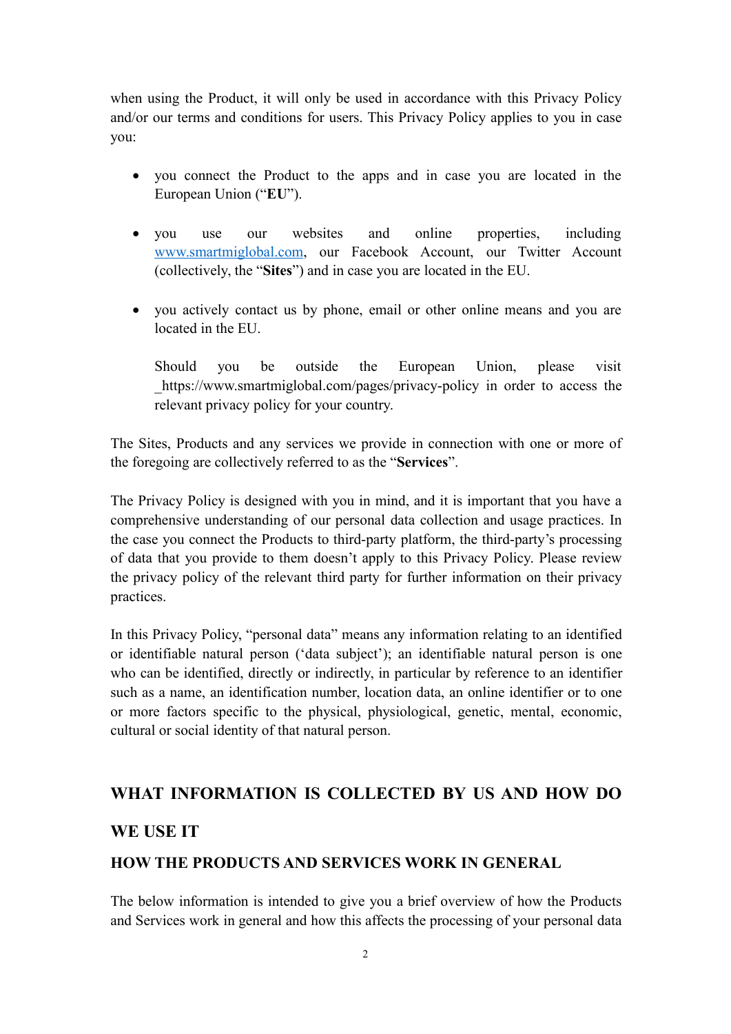when using the Product, it will only be used in accordance with this Privacy Policy and/or our terms and conditions for users. This Privacy Policy applies to you in case you:

- you connect the Product to the apps and in case you are located in the European Union ("**EU**").
- you use our websites and online properties, including [www.smartmiglobal.com](www.smartmiglobal.com), our Facebook Account, our Twitter Account (collectively, the "**Sites**") and in case you are located in the EU.
- you actively contact us by phone, email or other online means and you are located in the EU.

  Should you be outside the European Union, please visit _https://www.smartmiglobal.com/pages/privacy-policy in order to access the relevant privacy policy for your country.

The Sites, Products and any services we provide in connection with one or more of the foregoing are collectively referred to as the "**Services**".

The Privacy Policy is designed with you in mind, and it is important that you have a comprehensive understanding of our personal data collection and usage practices. In the case you connect the Products to third-party platform, the third-party's processing of data that you provide to them doesn't apply to this Privacy Policy. Please review the privacy policy of the relevant third party for further information on their privacy practices.

In this Privacy Policy, "personal data" means any information relating to an identified or identifiable natural person ('data subject'); an identifiable natural person is one who can be identified, directly or indirectly, in particular by reference to an identifier such as a name, an identification number, location data, an online identifier or to one or more factors specific to the physical, physiological, genetic, mental, economic, cultural or social identity of that natural person.

## WHAT INFORMATION IS COLLECTED BY US AND HOW DO WE USE IT

### HOW THE PRODUCTS AND SERVICES WORK IN GENERAL

The below information is intended to give you a brief overview of how the Products and Services work in general and how this affects the processing of your personal data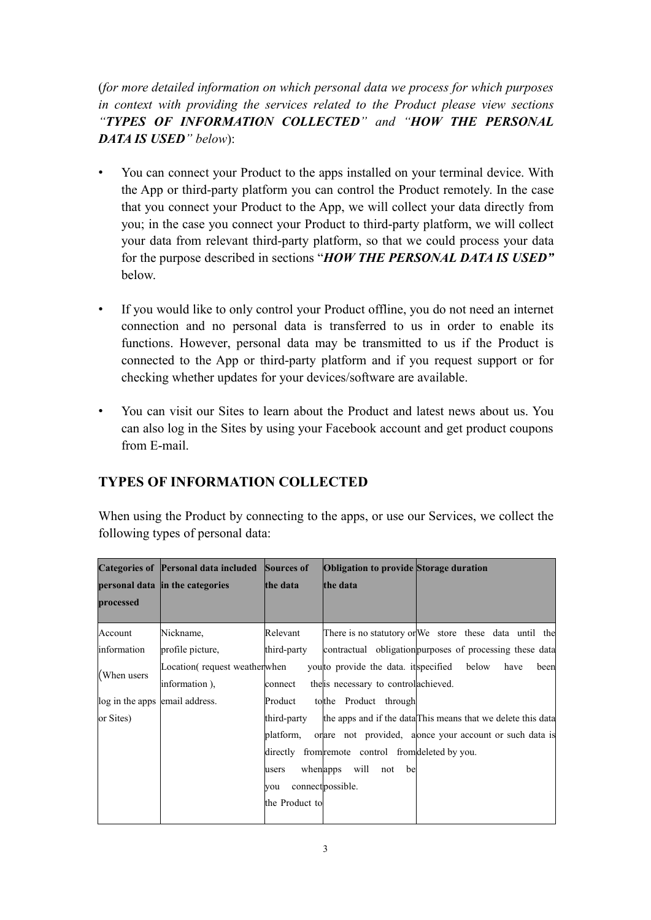(*for more detailed information on which personal data we process for which purposes in context with providing the services related to the Product please view sections "**TYPES OF INFORMATION COLLECTED**" and "**HOW THE PERSONAL DATA IS USED**" below*):

- You can connect your Product to the apps installed on your terminal device. With the App or third-party platform you can control the Product remotely. In the case that you connect your Product to the App, we will collect your data directly from you; in the case you connect your Product to third-party platform, we will collect your data from relevant third-party platform, so that we could process your data for the purpose described in sections "***HOW THE PERSONAL DATA IS USED"*** below.

- If you would like to only control your Product offline, you do not need an internet connection and no personal data is transferred to us in order to enable its functions. However, personal data may be transmitted to us if the Product is connected to the App or third-party platform and if you request support or for checking whether updates for your devices/software are available.

- You can visit our Sites to learn about the Product and latest news about us. You can also log in the Sites by using your Facebook account and get product coupons from E-mail.

## TYPES OF INFORMATION COLLECTED

When using the Product by connecting to the apps, or use our Services, we collect the following types of personal data:

| Categories of personal data processed | Personal data included in the categories | Sources of the data | Obligation to provide the data | Storage duration |
|---|---|---|---|---|
| Account information (When users log in the apps or Sites) | Nickname, profile picture, Location( request weather information ), email address. | Relevant third-party when you connect the Product to third-party platform, or directly from users when you connect the Product to | There is no statutory or contractual obligation to provide the data. it is necessary to control the Product through the apps and if the data are not provided, a remote control from apps will not be possible. | We store these data until the purposes of processing these data specified below have been achieved.<br><br>This means that we delete this data once your account or such data is deleted by you. |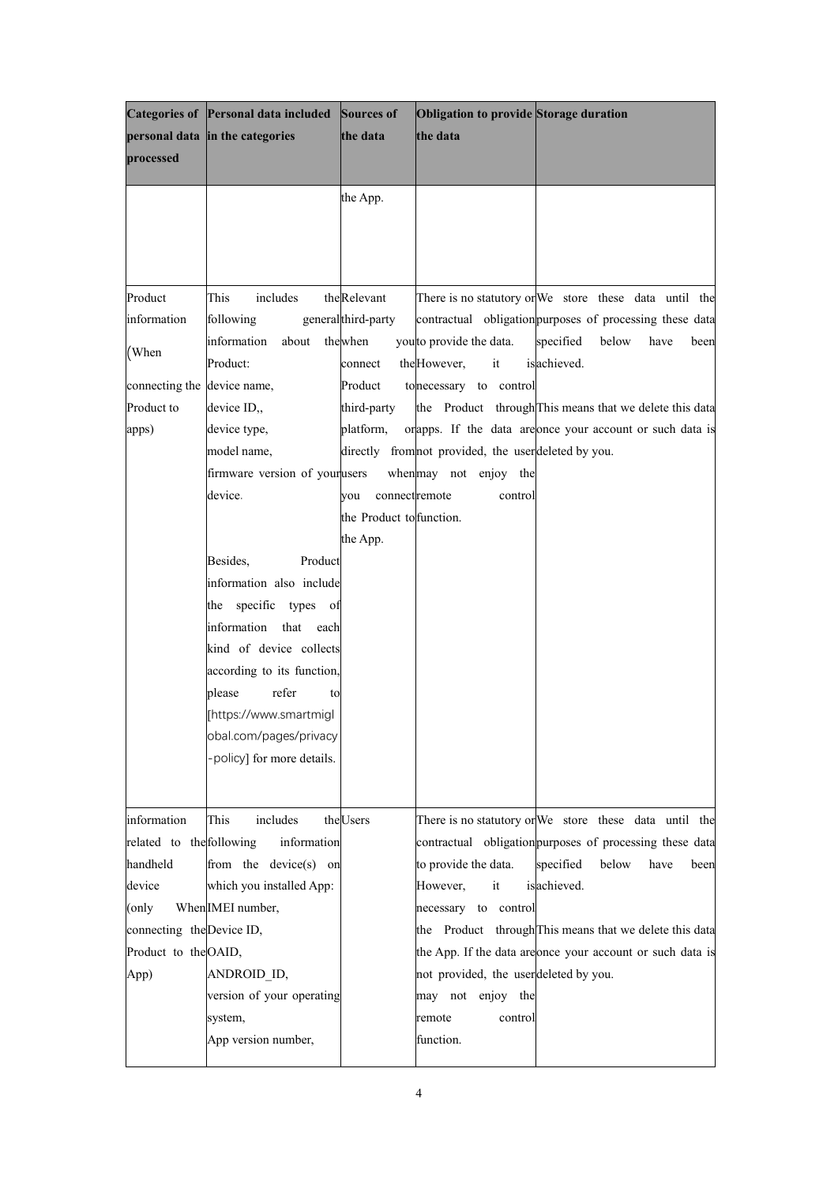| Categories of personal data processed | Personal data included in the categories | Sources of the data | Obligation to provide the data | Storage duration |
| --- | --- | --- | --- | --- |
| | | the App. | | |
| Product information (When connecting the Product to apps) | This includes the following general information about the Product: device name, device ID,, device type, model name, firmware version of your device.<br><br>Besides, Product information also include the specific types of information that each kind of device collects according to its function, please refer to [https://www.smartmiglobal.com/pages/privacy-policy] for more details. | Relevant third-party when you connect the Product to third-party platform, or directly from users when you connect the Product to the App. | There is no statutory or contractual obligation to provide the data. However, it is necessary to control the Product through apps. If the data are not provided, the user may not enjoy the remote control function. | We store these data until the purposes of processing these data specified below have been achieved.<br><br>This means that we delete this data once your account or such data is deleted by you. |
| information related to the handheld device (only When connecting the Product to the App) | This includes the following information from the device(s) on which you installed App: IMEI number, Device ID, OAID, ANDROID_ID, version of your operating system, App version number, | Users | There is no statutory or contractual obligation to provide the data. However, it is necessary to control the Product through the App. If the data are not provided, the user may not enjoy the remote control function. | We store these data until the purposes of processing these data specified below have been achieved.<br><br>This means that we delete this data once your account or such data is deleted by you. |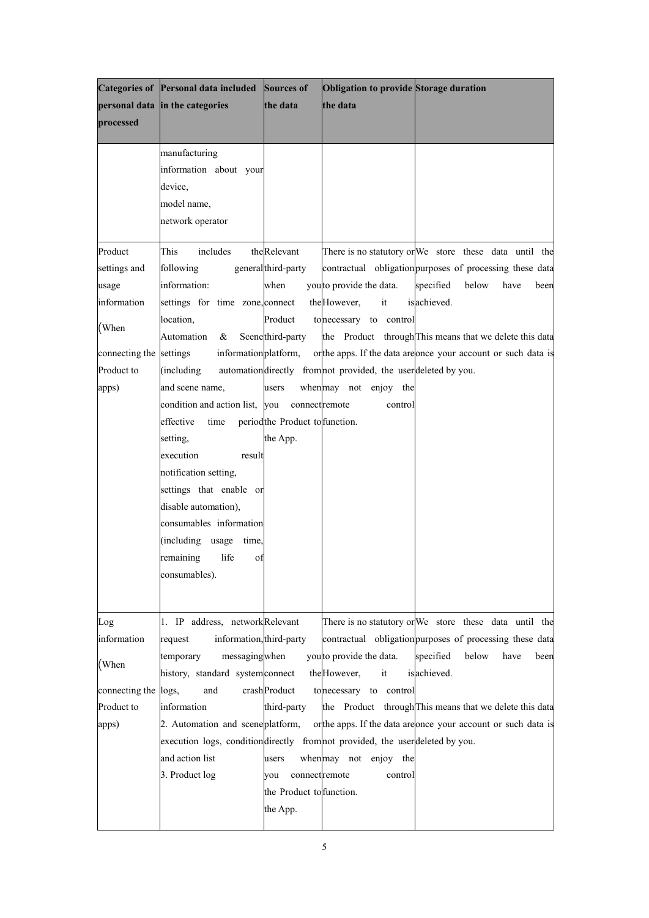| Categories of personal data processed | Personal data included in the categories | Sources of the data | Obligation to provide the data | Storage duration |
|---|---|---|---|---|
| | manufacturing information about your device,<br>model name,<br>network operator | | | |
| Product settings and usage information<br><br>(When connecting the Product to apps) | This includes the following general information:<br>settings for time zone, location,<br>Automation & Scene settings information (including automation and scene name,<br>condition and action list, effective time period setting,<br>execution result notification setting,<br>settings that enable or disable automation),<br>consumables information (including usage time, remaining life of consumables). | Relevant third-party when you connect the Product to third-party platform, or directly from users when you connect the Product to the App. | There is no statutory or contractual obligation to provide the data. However, it is necessary to control the Product through the apps. If the data are not provided, the user may not enjoy the remote control function. | We store these data until the purposes of processing these data specified below have been achieved.<br><br>This means that we delete this data once your account or such data is deleted by you. |
| Log information<br><br>(When connecting the Product to apps) | 1. IP address, network request information, temporary messaging history, standard system logs, and crash information<br>2. Automation and scene execution logs, condition and action list<br>3. Product log | Relevant third-party when you connect the Product to third-party platform, or directly from users when you connect the Product to the App. | There is no statutory or contractual obligation to provide the data. However, it is necessary to control the Product through the apps. If the data are not provided, the user may not enjoy the remote control function. | We store these data until the purposes of processing these data specified below have been achieved.<br><br>This means that we delete this data once your account or such data is deleted by you. |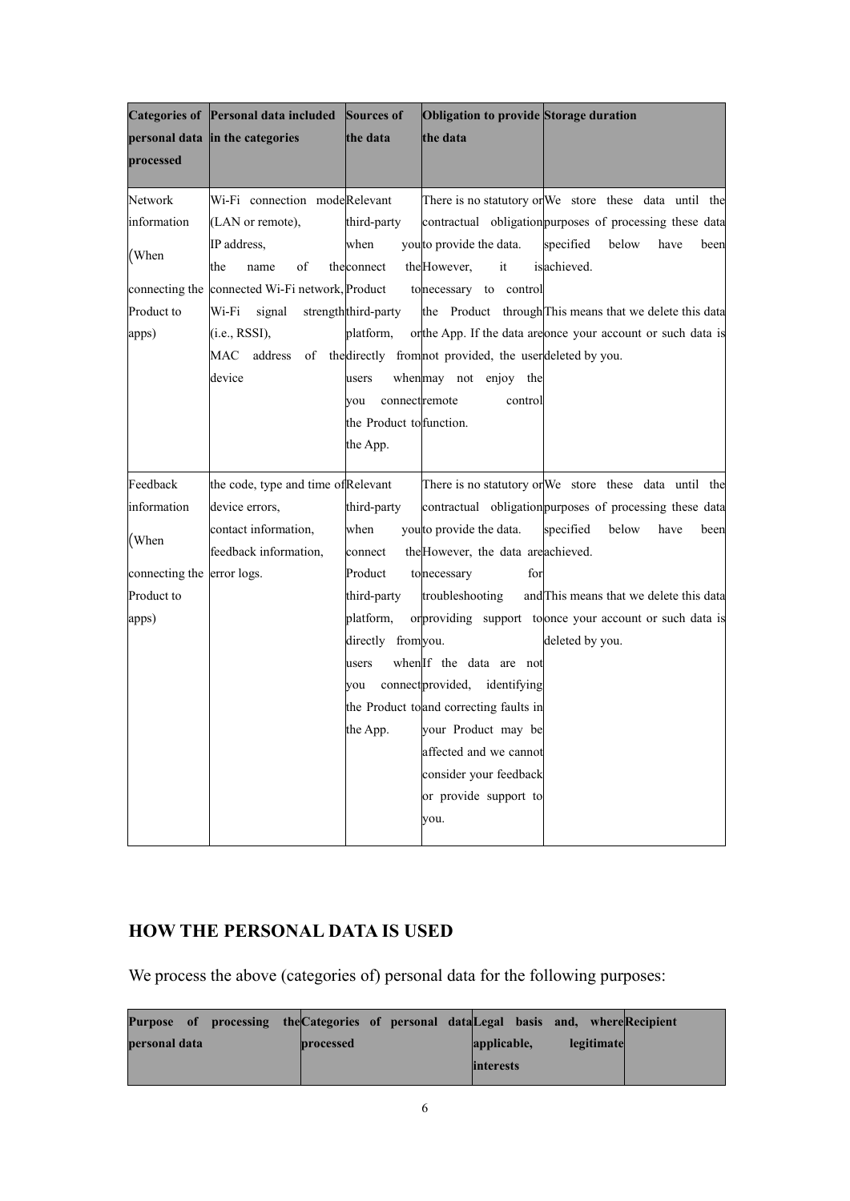| Categories of personal data processed | Personal data included in the categories | Sources of the data | Obligation to provide the data | Storage duration |
|---|---|---|---|---|
| Network information (When connecting the Product to apps) | Wi-Fi connection mode (LAN or remote), IP address, the name of the connected Wi-Fi network, Wi-Fi signal strength (i.e., RSSI), MAC address of the device | Relevant third-party when you connect the Product to third-party platform, or directly from users when you connect the Product to the App. | There is no statutory or contractual obligation to provide the data. However, it is necessary to control the Product through the App. If the data are not provided, the user may not enjoy the remote control function. | We store these data until the purposes of processing these data specified below have been achieved. This means that we delete this data once your account or such data is deleted by you. |
| Feedback information (When connecting the Product to apps) | the code, type and time of device errors, contact information, feedback information, error logs. | Relevant third-party when you connect the Product to third-party platform, or directly from users when you connect the Product to the App. | There is no statutory or contractual obligation to provide the data. However, the data are necessary for troubleshooting and providing support to you. If the data are not provided, identifying and correcting faults in your Product may be affected and we cannot consider your feedback or provide support to you. | We store these data until the purposes of processing these data specified below have been achieved. This means that we delete this data once your account or such data is deleted by you. |

## HOW THE PERSONAL DATA IS USED

We process the above (categories of) personal data for the following purposes:

| Purpose of processing the personal data | Categories of personal data processed | Legal basis and, where applicable, legitimate interests | Recipient |
|---|---|---|---|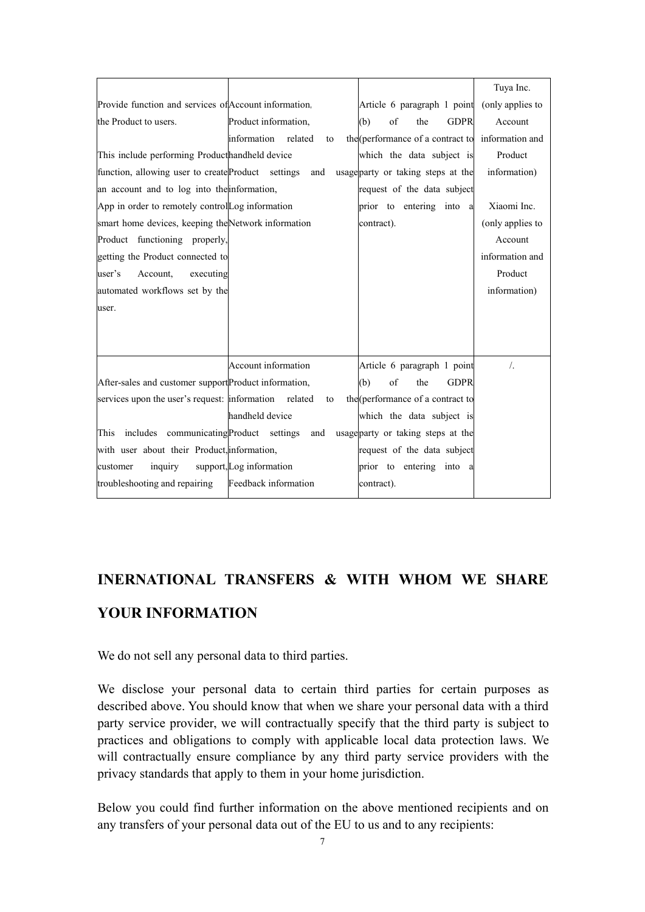| Provide function and services of the Product to users.<br><br>This include performing Product function, allowing user to create an account and to log into the App in order to remotely control smart home devices, keeping the Product functioning properly, getting the Product connected to user's Account, executing automated workflows set by the user. | Account information, Product information, information related to the handheld device Product settings and usage information, Log information Network information | Article 6 paragraph 1 point (b) of the GDPR (performance of a contract to which the data subject is party or taking steps at the request of the data subject prior to entering into a contract). | Tuya Inc. (only applies to Account information and Product information)<br><br>Xiaomi Inc. (only applies to Account information and Product information) |
|---|---|---|---|
| After-sales and customer support services upon the user's request:<br><br>This includes communicating with user about their Product, customer inquiry support, troubleshooting and repairing | Account information Product information, information related to the handheld device Product settings and usage information, Log information Feedback information | Article 6 paragraph 1 point (b) of the GDPR (performance of a contract to which the data subject is party or taking steps at the request of the data subject prior to entering into a contract). | /. |

## INERNATIONAL TRANSFERS & WITH WHOM WE SHARE YOUR INFORMATION

We do not sell any personal data to third parties.

We disclose your personal data to certain third parties for certain purposes as described above. You should know that when we share your personal data with a third party service provider, we will contractually specify that the third party is subject to practices and obligations to comply with applicable local data protection laws. We will contractually ensure compliance by any third party service providers with the privacy standards that apply to them in your home jurisdiction.

Below you could find further information on the above mentioned recipients and on any transfers of your personal data out of the EU to us and to any recipients: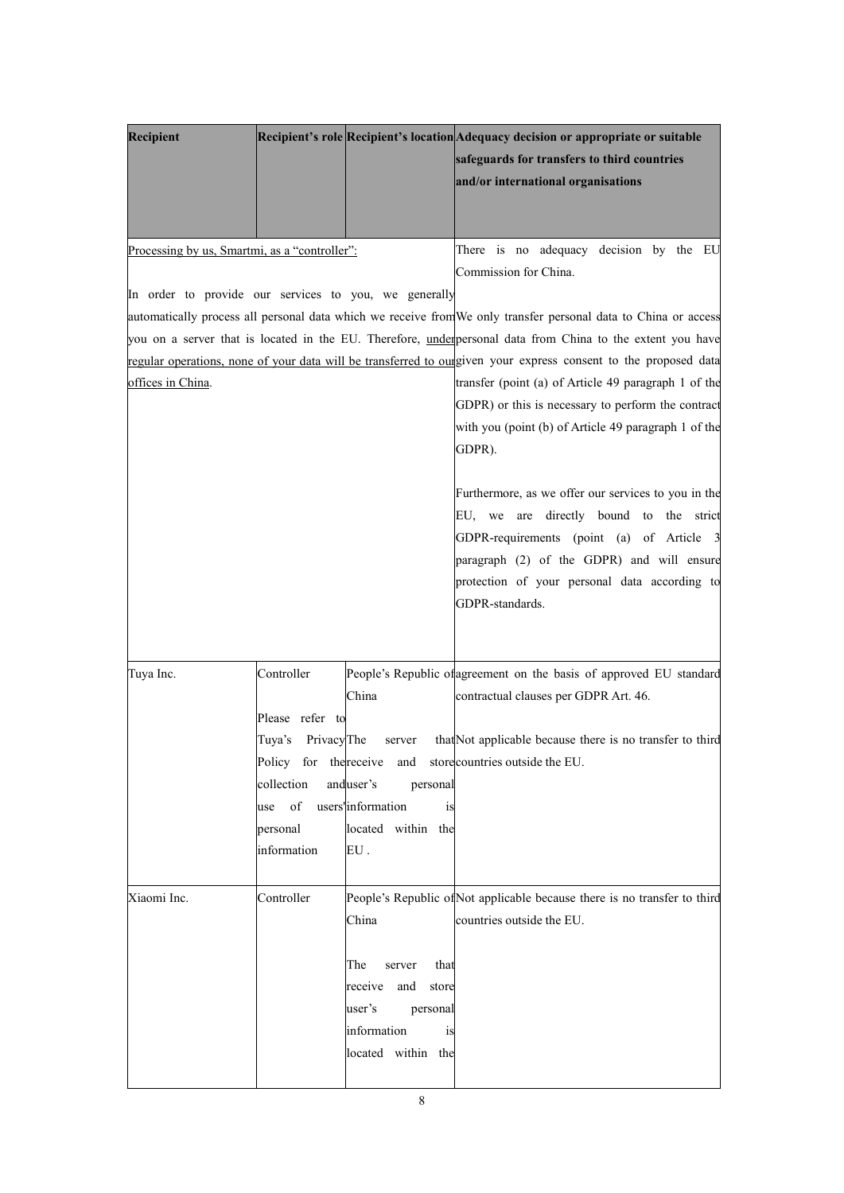| Recipient | Recipient's role | Recipient's location | Adequacy decision or appropriate or suitable safeguards for transfers to third countries and/or international organisations |
|---|---|---|---|
| Processing by us, Smartmi, as a "controller":<br><br>In order to provide our services to you, we generally automatically process all personal data which we receive from you on a server that is located in the EU. Therefore, under regular operations, none of your data will be transferred to our offices in China. | | | There is no adequacy decision by the EU Commission for China.<br><br>We only transfer personal data to China or access personal data from China to the extent you have given your express consent to the proposed data transfer (point (a) of Article 49 paragraph 1 of the GDPR) or this is necessary to perform the contract with you (point (b) of Article 49 paragraph 1 of the GDPR).<br><br>Furthermore, as we offer our services to you in the EU, we are directly bound to the strict GDPR-requirements (point (a) of Article 3 paragraph (2) of the GDPR) and will ensure protection of your personal data according to GDPR-standards. |
| Tuya Inc. | Controller<br><br>Please refer to Tuya's Privacy Policy for the collection and use of users' personal information | People's Republic of China<br><br>The server that receive and store user's personal information is located within the EU . | agreement on the basis of approved EU standard contractual clauses per GDPR Art. 46.<br><br>Not applicable because there is no transfer to third countries outside the EU. |
| Xiaomi Inc. | Controller | People's Republic of China<br><br>The server that receive and store user's personal information is located within the | Not applicable because there is no transfer to third countries outside the EU. |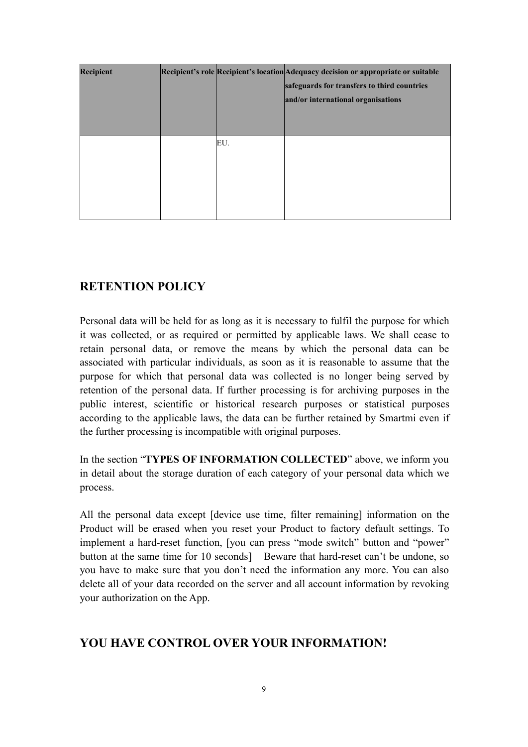| Recipient | Recipient's role | Recipient's location | Adequacy decision or appropriate or suitable safeguards for transfers to third countries and/or international organisations |
|---|---|---|---|
| | | EU. | |

## RETENTION POLICY

Personal data will be held for as long as it is necessary to fulfil the purpose for which it was collected, or as required or permitted by applicable laws. We shall cease to retain personal data, or remove the means by which the personal data can be associated with particular individuals, as soon as it is reasonable to assume that the purpose for which that personal data was collected is no longer being served by retention of the personal data. If further processing is for archiving purposes in the public interest, scientific or historical research purposes or statistical purposes according to the applicable laws, the data can be further retained by Smartmi even if the further processing is incompatible with original purposes.

In the section "**TYPES OF INFORMATION COLLECTED**" above, we inform you in detail about the storage duration of each category of your personal data which we process.

All the personal data except [device use time, filter remaining] information on the Product will be erased when you reset your Product to factory default settings. To implement a hard-reset function, [you can press "mode switch" button and "power" button at the same time for 10 seconds]  Beware that hard-reset can't be undone, so you have to make sure that you don't need the information any more. You can also delete all of your data recorded on the server and all account information by revoking your authorization on the App.

## YOU HAVE CONTROL OVER YOUR INFORMATION!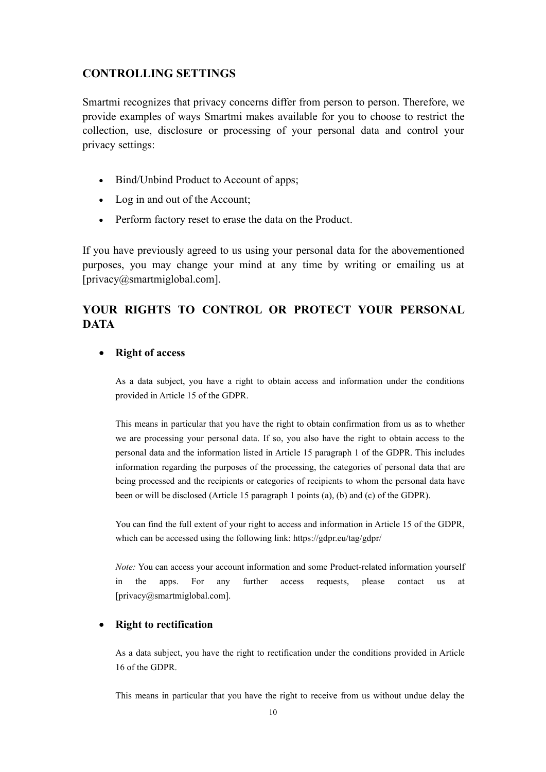## CONTROLLING SETTINGS

Smartmi recognizes that privacy concerns differ from person to person. Therefore, we provide examples of ways Smartmi makes available for you to choose to restrict the collection, use, disclosure or processing of your personal data and control your privacy settings:

- Bind/Unbind Product to Account of apps;
- Log in and out of the Account;
- Perform factory reset to erase the data on the Product.

If you have previously agreed to us using your personal data for the abovementioned purposes, you may change your mind at any time by writing or emailing us at [privacy@smartmiglobal.com].

## YOUR RIGHTS TO CONTROL OR PROTECT YOUR PERSONAL DATA

- **Right of access**

  As a data subject, you have a right to obtain access and information under the conditions provided in Article 15 of the GDPR.

  This means in particular that you have the right to obtain confirmation from us as to whether we are processing your personal data. If so, you also have the right to obtain access to the personal data and the information listed in Article 15 paragraph 1 of the GDPR. This includes information regarding the purposes of the processing, the categories of personal data that are being processed and the recipients or categories of recipients to whom the personal data have been or will be disclosed (Article 15 paragraph 1 points (a), (b) and (c) of the GDPR).

  You can find the full extent of your right to access and information in Article 15 of the GDPR, which can be accessed using the following link: https://gdpr.eu/tag/gdpr/

  *Note:* You can access your account information and some Product-related information yourself in the apps. For any further access requests, please contact us at [privacy@smartmiglobal.com].

- **Right to rectification**

  As a data subject, you have the right to rectification under the conditions provided in Article 16 of the GDPR.

  This means in particular that you have the right to receive from us without undue delay the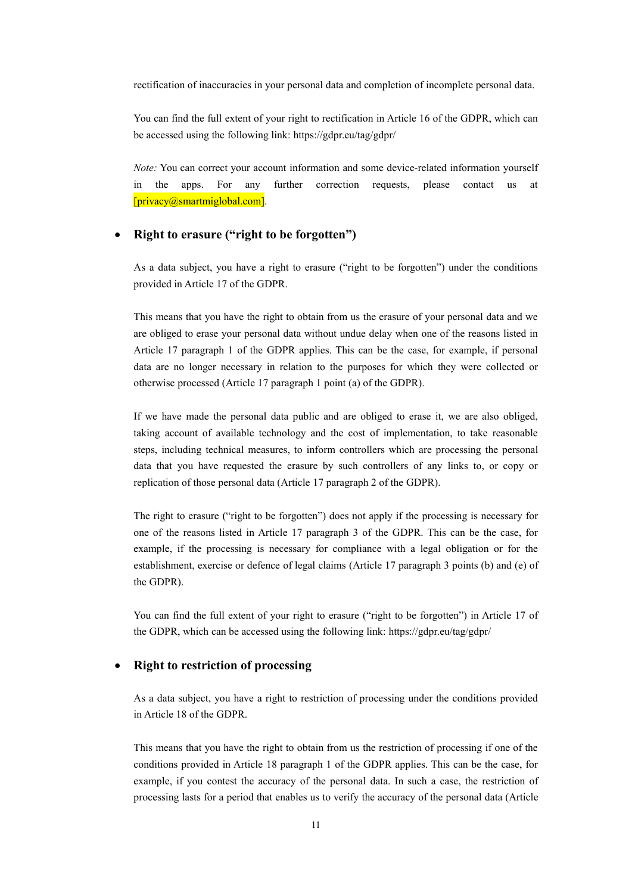rectification of inaccuracies in your personal data and completion of incomplete personal data.

You can find the full extent of your right to rectification in Article 16 of the GDPR, which can be accessed using the following link: https://gdpr.eu/tag/gdpr/

*Note:* You can correct your account information and some device-related information yourself in the apps. For any further correction requests, please contact us at [privacy@smartmiglobal.com].

- **Right to erasure ("right to be forgotten")**

  As a data subject, you have a right to erasure ("right to be forgotten") under the conditions provided in Article 17 of the GDPR.

  This means that you have the right to obtain from us the erasure of your personal data and we are obliged to erase your personal data without undue delay when one of the reasons listed in Article 17 paragraph 1 of the GDPR applies. This can be the case, for example, if personal data are no longer necessary in relation to the purposes for which they were collected or otherwise processed (Article 17 paragraph 1 point (a) of the GDPR).

  If we have made the personal data public and are obliged to erase it, we are also obliged, taking account of available technology and the cost of implementation, to take reasonable steps, including technical measures, to inform controllers which are processing the personal data that you have requested the erasure by such controllers of any links to, or copy or replication of those personal data (Article 17 paragraph 2 of the GDPR).

  The right to erasure ("right to be forgotten") does not apply if the processing is necessary for one of the reasons listed in Article 17 paragraph 3 of the GDPR. This can be the case, for example, if the processing is necessary for compliance with a legal obligation or for the establishment, exercise or defence of legal claims (Article 17 paragraph 3 points (b) and (e) of the GDPR).

  You can find the full extent of your right to erasure ("right to be forgotten") in Article 17 of the GDPR, which can be accessed using the following link: https://gdpr.eu/tag/gdpr/

- **Right to restriction of processing**

  As a data subject, you have a right to restriction of processing under the conditions provided in Article 18 of the GDPR.

  This means that you have the right to obtain from us the restriction of processing if one of the conditions provided in Article 18 paragraph 1 of the GDPR applies. This can be the case, for example, if you contest the accuracy of the personal data. In such a case, the restriction of processing lasts for a period that enables us to verify the accuracy of the personal data (Article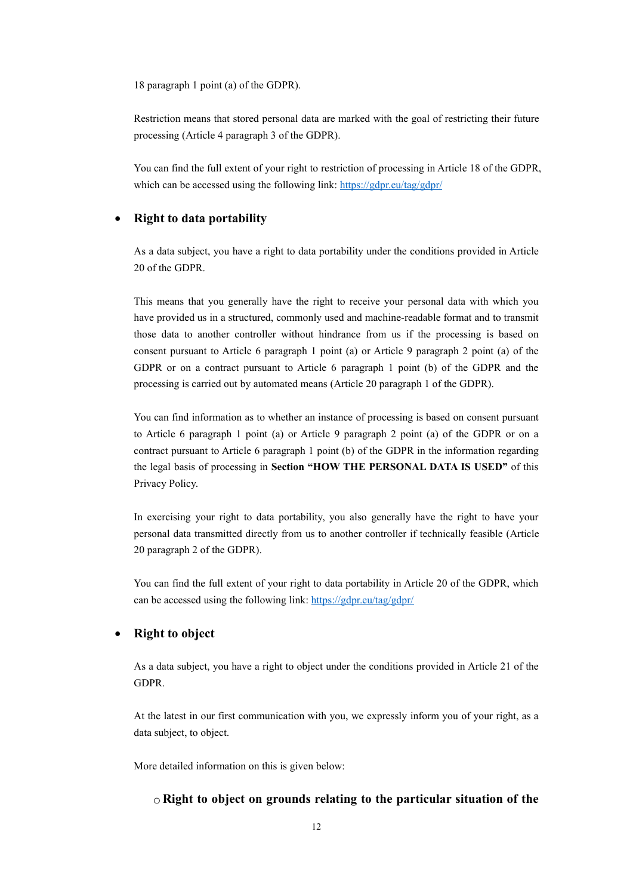18 paragraph 1 point (a) of the GDPR).

Restriction means that stored personal data are marked with the goal of restricting their future processing (Article 4 paragraph 3 of the GDPR).

You can find the full extent of your right to restriction of processing in Article 18 of the GDPR, which can be accessed using the following link: https://gdpr.eu/tag/gdpr/

- **Right to data portability**

  As a data subject, you have a right to data portability under the conditions provided in Article 20 of the GDPR.

  This means that you generally have the right to receive your personal data with which you have provided us in a structured, commonly used and machine-readable format and to transmit those data to another controller without hindrance from us if the processing is based on consent pursuant to Article 6 paragraph 1 point (a) or Article 9 paragraph 2 point (a) of the GDPR or on a contract pursuant to Article 6 paragraph 1 point (b) of the GDPR and the processing is carried out by automated means (Article 20 paragraph 1 of the GDPR).

  You can find information as to whether an instance of processing is based on consent pursuant to Article 6 paragraph 1 point (a) or Article 9 paragraph 2 point (a) of the GDPR or on a contract pursuant to Article 6 paragraph 1 point (b) of the GDPR in the information regarding the legal basis of processing in **Section "HOW THE PERSONAL DATA IS USED"** of this Privacy Policy.

  In exercising your right to data portability, you also generally have the right to have your personal data transmitted directly from us to another controller if technically feasible (Article 20 paragraph 2 of the GDPR).

  You can find the full extent of your right to data portability in Article 20 of the GDPR, which can be accessed using the following link: https://gdpr.eu/tag/gdpr/

- **Right to object**

  As a data subject, you have a right to object under the conditions provided in Article 21 of the GDPR.

  At the latest in our first communication with you, we expressly inform you of your right, as a data subject, to object.

  More detailed information on this is given below:

  - **Right to object on grounds relating to the particular situation of the**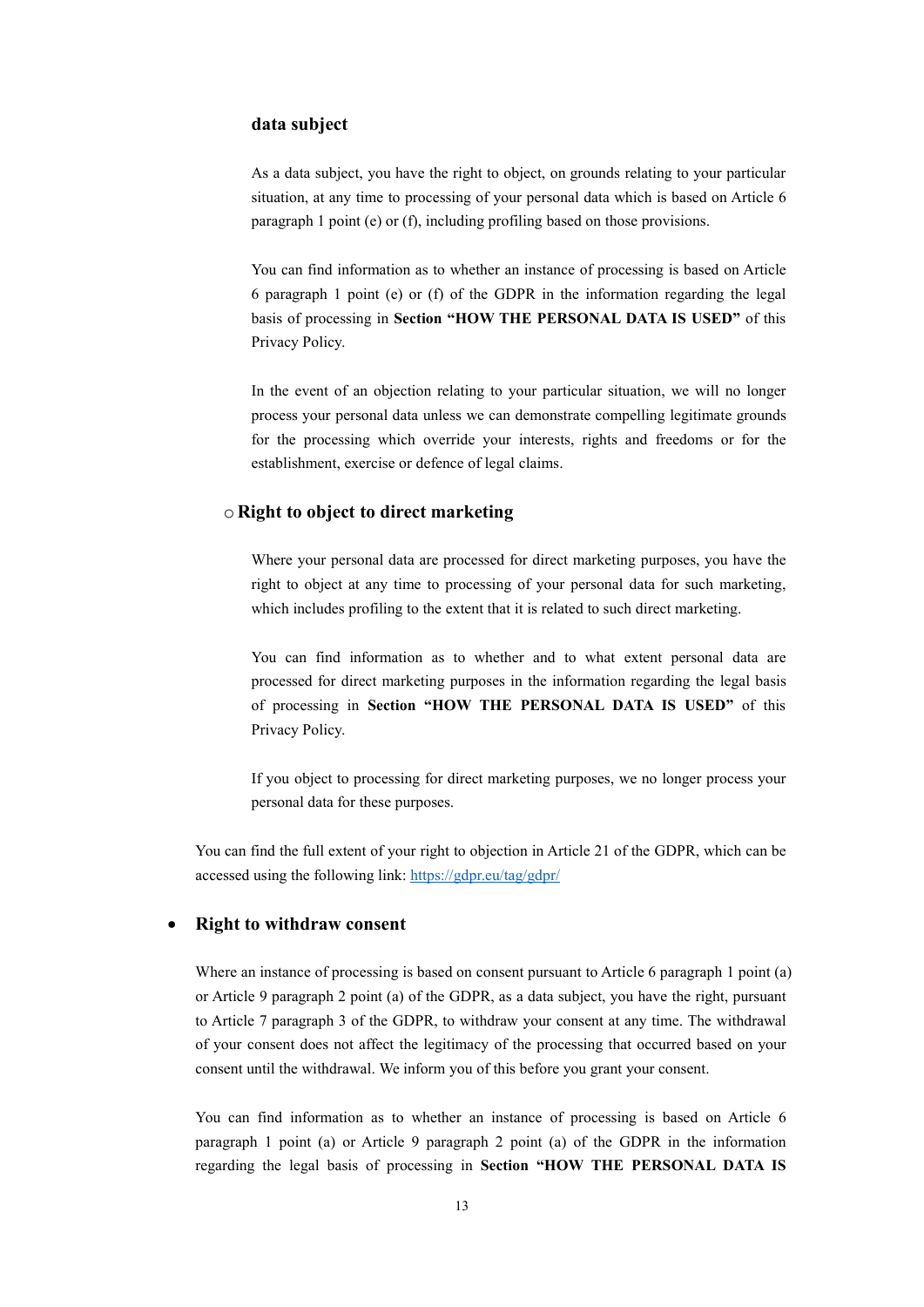**data subject**

As a data subject, you have the right to object, on grounds relating to your particular situation, at any time to processing of your personal data which is based on Article 6 paragraph 1 point (e) or (f), including profiling based on those provisions.

You can find information as to whether an instance of processing is based on Article 6 paragraph 1 point (e) or (f) of the GDPR in the information regarding the legal basis of processing in **Section "HOW THE PERSONAL DATA IS USED"** of this Privacy Policy.

In the event of an objection relating to your particular situation, we will no longer process your personal data unless we can demonstrate compelling legitimate grounds for the processing which override your interests, rights and freedoms or for the establishment, exercise or defence of legal claims.

- **Right to object to direct marketing**

  Where your personal data are processed for direct marketing purposes, you have the right to object at any time to processing of your personal data for such marketing, which includes profiling to the extent that it is related to such direct marketing.

  You can find information as to whether and to what extent personal data are processed for direct marketing purposes in the information regarding the legal basis of processing in **Section "HOW THE PERSONAL DATA IS USED"** of this Privacy Policy.

  If you object to processing for direct marketing purposes, we no longer process your personal data for these purposes.

You can find the full extent of your right to objection in Article 21 of the GDPR, which can be accessed using the following link: [https://gdpr.eu/tag/gdpr/](https://gdpr.eu/tag/gdpr/)

- **Right to withdraw consent**

Where an instance of processing is based on consent pursuant to Article 6 paragraph 1 point (a) or Article 9 paragraph 2 point (a) of the GDPR, as a data subject, you have the right, pursuant to Article 7 paragraph 3 of the GDPR, to withdraw your consent at any time. The withdrawal of your consent does not affect the legitimacy of the processing that occurred based on your consent until the withdrawal. We inform you of this before you grant your consent.

You can find information as to whether an instance of processing is based on Article 6 paragraph 1 point (a) or Article 9 paragraph 2 point (a) of the GDPR in the information regarding the legal basis of processing in **Section "HOW THE PERSONAL DATA IS**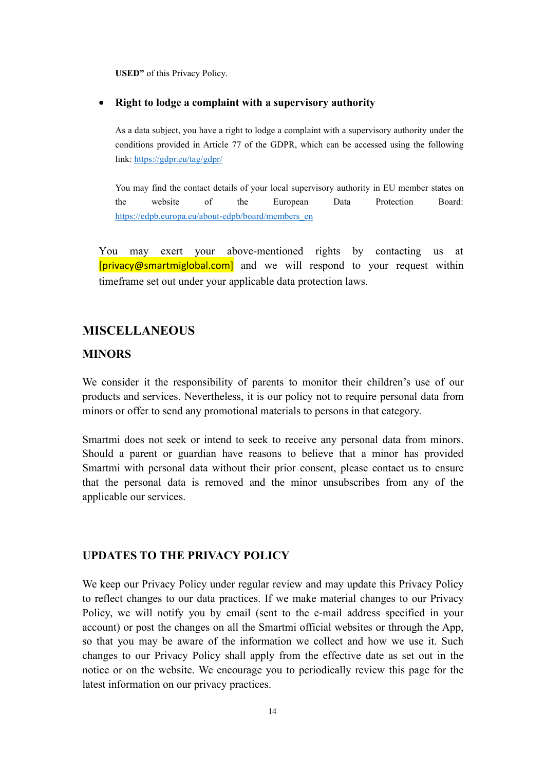**USED"** of this Privacy Policy.

- **Right to lodge a complaint with a supervisory authority**

  As a data subject, you have a right to lodge a complaint with a supervisory authority under the conditions provided in Article 77 of the GDPR, which can be accessed using the following link: https://gdpr.eu/tag/gdpr/

  You may find the contact details of your local supervisory authority in EU member states on the website of the European Data Protection Board: https://edpb.europa.eu/about-edpb/board/members_en

You may exert your above-mentioned rights by contacting us at [privacy@smartmiglobal.com] and we will respond to your request within timeframe set out under your applicable data protection laws.

## MISCELLANEOUS

### MINORS

We consider it the responsibility of parents to monitor their children's use of our products and services. Nevertheless, it is our policy not to require personal data from minors or offer to send any promotional materials to persons in that category.

Smartmi does not seek or intend to seek to receive any personal data from minors. Should a parent or guardian have reasons to believe that a minor has provided Smartmi with personal data without their prior consent, please contact us to ensure that the personal data is removed and the minor unsubscribes from any of the applicable our services.

### UPDATES TO THE PRIVACY POLICY

We keep our Privacy Policy under regular review and may update this Privacy Policy to reflect changes to our data practices. If we make material changes to our Privacy Policy, we will notify you by email (sent to the e-mail address specified in your account) or post the changes on all the Smartmi official websites or through the App, so that you may be aware of the information we collect and how we use it. Such changes to our Privacy Policy shall apply from the effective date as set out in the notice or on the website. We encourage you to periodically review this page for the latest information on our privacy practices.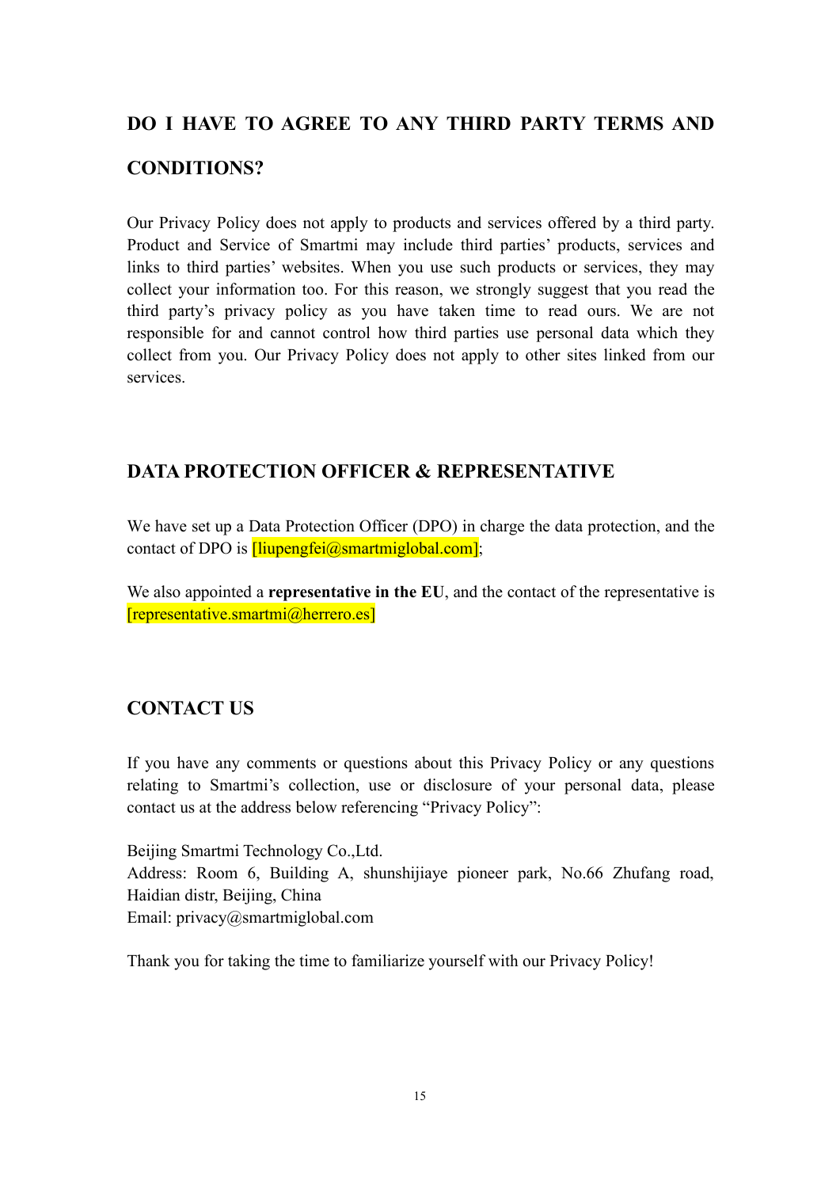## DO I HAVE TO AGREE TO ANY THIRD PARTY TERMS AND CONDITIONS?

Our Privacy Policy does not apply to products and services offered by a third party. Product and Service of Smartmi may include third parties' products, services and links to third parties' websites. When you use such products or services, they may collect your information too. For this reason, we strongly suggest that you read the third party's privacy policy as you have taken time to read ours. We are not responsible for and cannot control how third parties use personal data which they collect from you. Our Privacy Policy does not apply to other sites linked from our services.

## DATA PROTECTION OFFICER & REPRESENTATIVE

We have set up a Data Protection Officer (DPO) in charge the data protection, and the contact of DPO is [liupengfei@smartmiglobal.com];

We also appointed a **representative in the EU**, and the contact of the representative is [representative.smartmi@herrero.es]

## CONTACT US

If you have any comments or questions about this Privacy Policy or any questions relating to Smartmi's collection, use or disclosure of your personal data, please contact us at the address below referencing "Privacy Policy":

Beijing Smartmi Technology Co.,Ltd.
Address: Room 6, Building A, shunshijiaye pioneer park, No.66 Zhufang road, Haidian distr, Beijing, China
Email: privacy@smartmiglobal.com

Thank you for taking the time to familiarize yourself with our Privacy Policy!